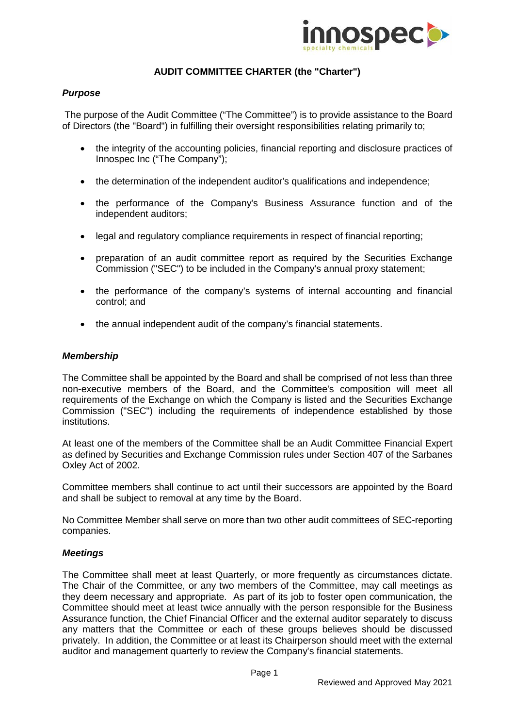# AUDIT COMMITTEE CHARTER (the "Charter")

### *Purpose*

The purpose of the Audit Committee ("The Committee") is to provide assistance to the Board of Directors (the "Board") in fulfilling their oversight responsibilities relating primarily to;

- the integrity of the accounting policies, financial reporting and disclosure practices of Innospec Inc ("The Company");
- the determination of the independent auditor's qualifications and independence;
- the performance of the Company's Business Assurance function and of the independent auditors;
- legal and regulatory compliance requirements in respect of financial reporting;
- preparation of an audit committee report as required by the Securities Exchange Commission ("SEC") to be included in the Company's annual proxy statement;
- the performance of the company's systems of internal accounting and financial control; and
- the annual independent audit of the company's financial statements.

### *Membership*

The Committee shall be appointed by the Board and shall be comprised of not less than three non-executive members of the Board, and the Committee's composition will meet all requirements of the Exchange on which the Company is listed and the Securities Exchange Commission ("SEC") including the requirements of independence established by those institutions.

At least one of the members of the Committee shall be an Audit Committee Financial Expert as defined by Securities and Exchange Commission rules under Section 407 of the Sarbanes Oxley Act of 2002.

Committee members shall continue to act until their successors are appointed by the Board and shall be subject to removal at any time by the Board.

No Committee Member shall serve on more than two other audit committees of SEC-reporting companies.

### *Meetings*

The Committee shall meet at least Quarterly, or more frequently as circumstances dictate. The Chair of the Committee, or any two members of the Committee, may call meetings as they deem necessary and appropriate. As part of its job to foster open communication, the Committee should meet at least twice annually with the person responsible for the Business Assurance function, the Chief Financial Officer and the external auditor separately to discuss any matters that the Committee or each of these groups believes should be discussed privately. In addition, the Committee or at least its Chairperson should meet with the external auditor and management quarterly to review the Company's financial statements.

Reviewed and Approved May 2021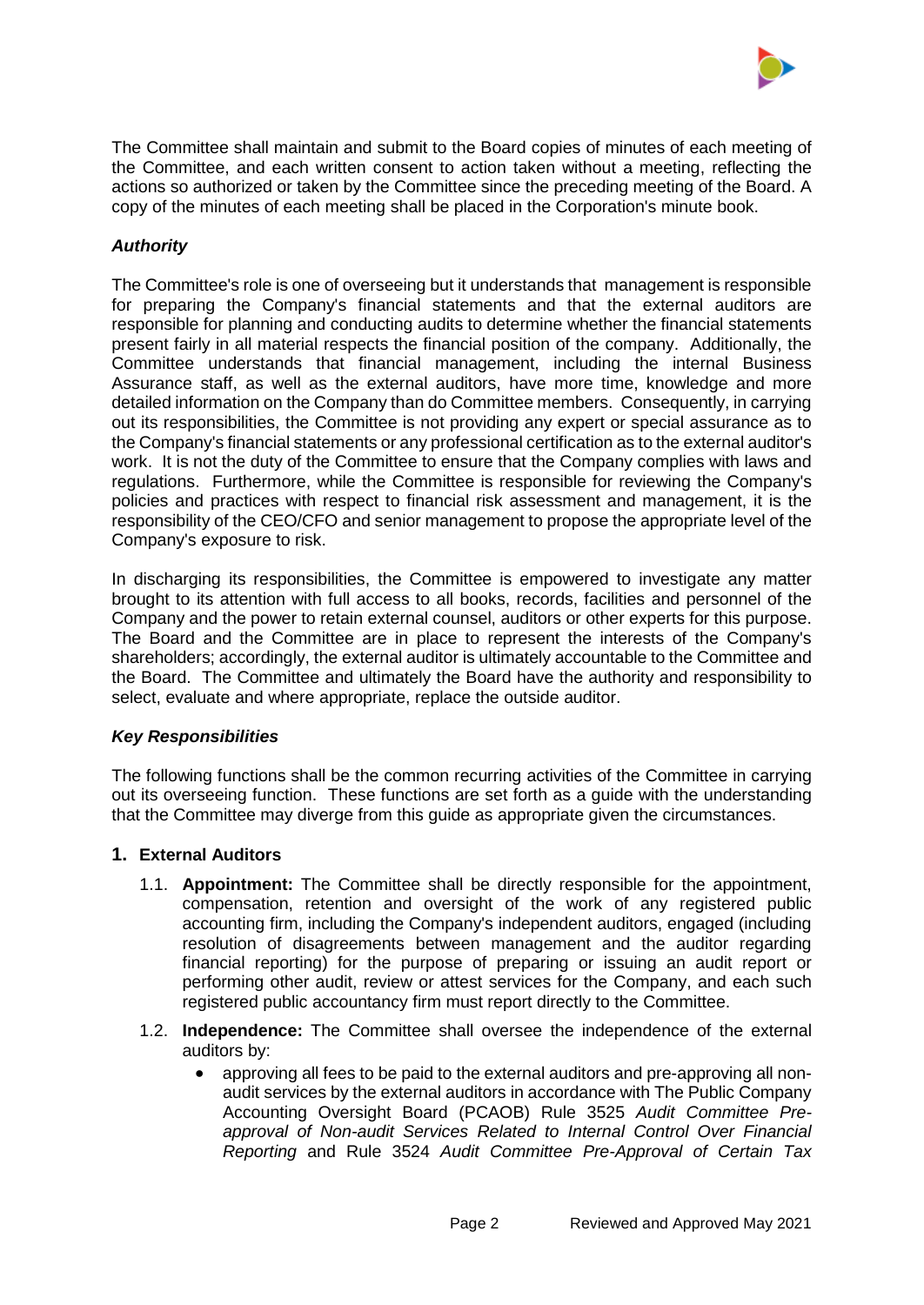The Committee shall maintain and submit to the Board copies of minutes of each meeting of the Committee, and each written consent to action taken without a meeting, reflecting the actions so authorized or taken by the Committee since the preceding meeting of the Board. A copy of the minutes of each meeting shall be placed in the Corporation's minute book.

### *Authority*

The Committee's role is one of overseeing but it understands that management is responsible for preparing the Company's financial statements and that the external auditors are responsible for planning and conducting audits to determine whether the financial statements present fairly in all material respects the financial position of the company. Additionally, the Committee understands that financial management, including the internal Business Assurance staff, as well as the external auditors, have more time, knowledge and more detailed information on the Company than do Committee members. Consequently, in carrying out its responsibilities, the Committee is not providing any expert or special assurance as to the Company's financial statements or any professional certification as to the external auditor's work. It is not the duty of the Committee to ensure that the Company complies with laws and regulations. Furthermore, while the Committee is responsible for reviewing the Company's policies and practices with respect to financial risk assessment and management, it is the responsibility of the CEO/CFO and senior management to propose the appropriate level of the Company's exposure to risk.

In discharging its responsibilities, the Committee is empowered to investigate any matter brought to its attention with full access to all books, records, facilities and personnel of the Company and the power to retain external counsel, auditors or other experts for this purpose. The Board and the Committee are in place to represent the interests of the Company's shareholders; accordingly, the external auditor is ultimately accountable to the Committee and the Board. The Committee and ultimately the Board have the authority and responsibility to select, evaluate and where appropriate, replace the outside auditor.

### *Key Responsibilities*

The following functions shall be the common recurring activities of the Committee in carrying out its overseeing function. These functions are set forth as a guide with the understanding that the Committee may diverge from this guide as appropriate given the circumstances.

#### 1. External Auditors

1.1. **Appointment:** The Committee shall be directly responsible for the appointment, compensation, retention and oversight of the work of any registered public accounting firm, including the Company's independent auditors, engaged (including resolution of disagreements between management and the auditor regarding financial reporting) for the purpose of preparing or issuing an audit report or performing other audit, review or attest services for the Company, and each such registered public accountancy firm must report directly to the Committee.

1.2. **Independence:** The Committee shall oversee the independence of the external auditors by:

- approving all fees to be paid to the external auditors and pre-approving all non-audit services by the external auditors in accordance with The Public Company Accounting Oversight Board (PCAOB) Rule 3525 *Audit Committee Pre-approval of Non-audit Services Related to Internal Control Over Financial Reporting* and Rule 3524 *Audit Committee Pre-Approval of Certain Tax*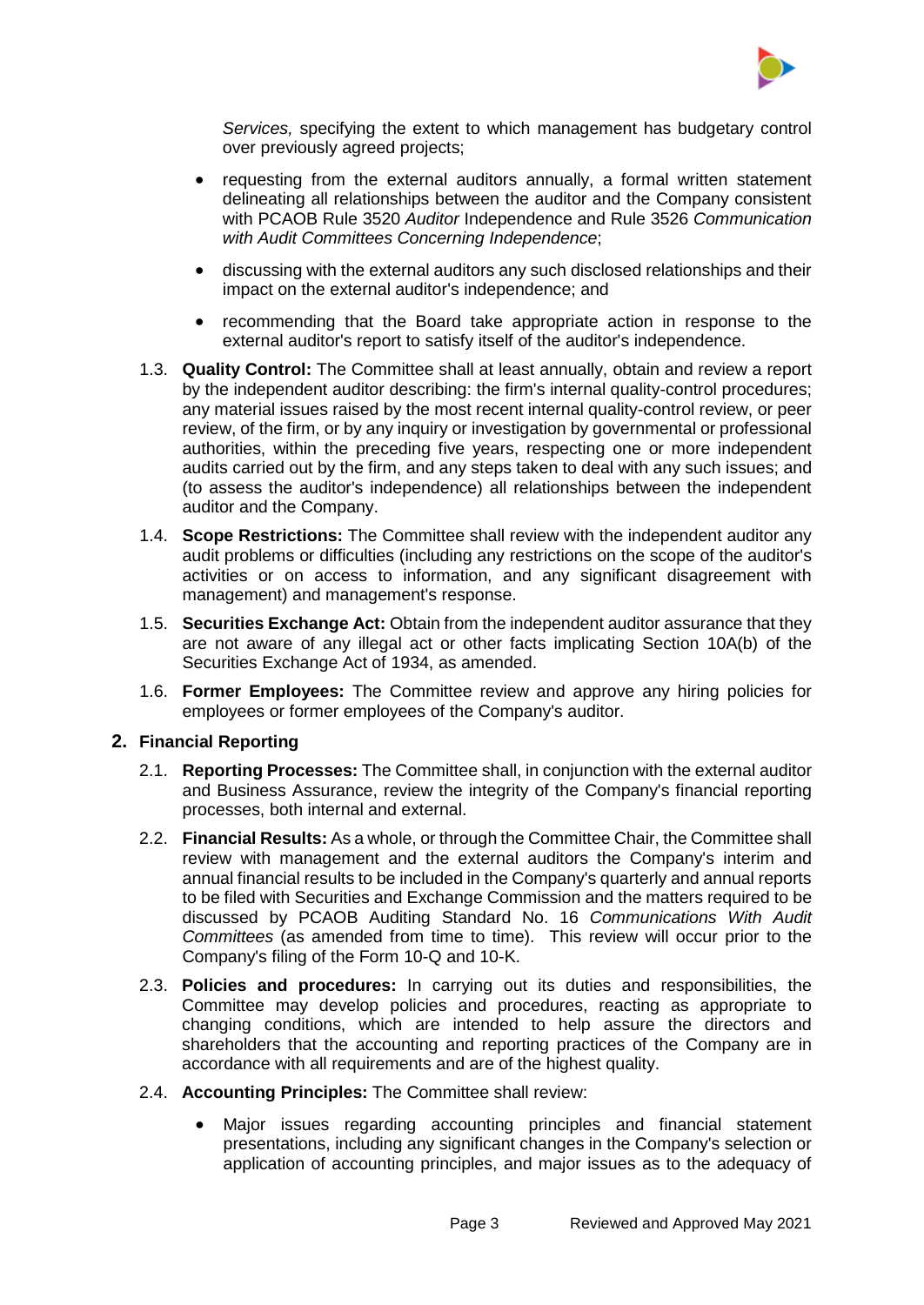*Services,* specifying the extent to which management has budgetary control over previously agreed projects;

- requesting from the external auditors annually, a formal written statement delineating all relationships between the auditor and the Company consistent with PCAOB Rule 3520 *Auditor* Independence and Rule 3526 *Communication with Audit Committees Concerning Independence*;
- discussing with the external auditors any such disclosed relationships and their impact on the external auditor's independence; and
- recommending that the Board take appropriate action in response to the external auditor's report to satisfy itself of the auditor's independence.

1.3. **Quality Control:** The Committee shall at least annually, obtain and review a report by the independent auditor describing: the firm's internal quality-control procedures; any material issues raised by the most recent internal quality-control review, or peer review, of the firm, or by any inquiry or investigation by governmental or professional authorities, within the preceding five years, respecting one or more independent audits carried out by the firm, and any steps taken to deal with any such issues; and (to assess the auditor's independence) all relationships between the independent auditor and the Company.

1.4. **Scope Restrictions:** The Committee shall review with the independent auditor any audit problems or difficulties (including any restrictions on the scope of the auditor's activities or on access to information, and any significant disagreement with management) and management's response.

1.5. **Securities Exchange Act:** Obtain from the independent auditor assurance that they are not aware of any illegal act or other facts implicating Section 10A(b) of the Securities Exchange Act of 1934, as amended.

1.6. **Former Employees:** The Committee review and approve any hiring policies for employees or former employees of the Company's auditor.

## 2. Financial Reporting

2.1. **Reporting Processes:** The Committee shall, in conjunction with the external auditor and Business Assurance, review the integrity of the Company's financial reporting processes, both internal and external.

2.2. **Financial Results:** As a whole, or through the Committee Chair, the Committee shall review with management and the external auditors the Company's interim and annual financial results to be included in the Company's quarterly and annual reports to be filed with Securities and Exchange Commission and the matters required to be discussed by PCAOB Auditing Standard No. 16 *Communications With Audit Committees* (as amended from time to time). This review will occur prior to the Company's filing of the Form 10-Q and 10-K.

2.3. **Policies and procedures:** In carrying out its duties and responsibilities, the Committee may develop policies and procedures, reacting as appropriate to changing conditions, which are intended to help assure the directors and shareholders that the accounting and reporting practices of the Company are in accordance with all requirements and are of the highest quality.

2.4. **Accounting Principles:** The Committee shall review:

- Major issues regarding accounting principles and financial statement presentations, including any significant changes in the Company's selection or application of accounting principles, and major issues as to the adequacy of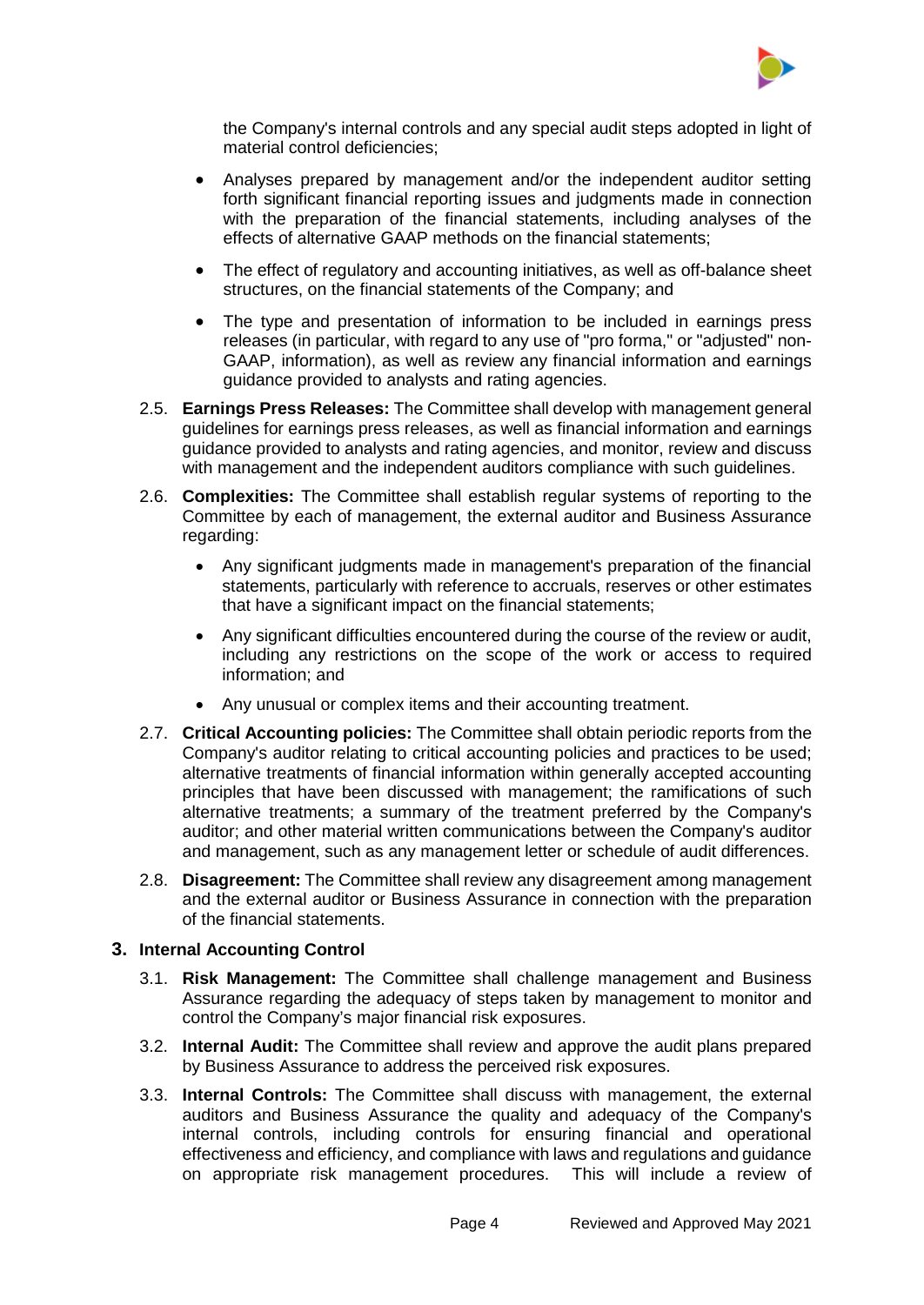the Company's internal controls and any special audit steps adopted in light of material control deficiencies;

- Analyses prepared by management and/or the independent auditor setting forth significant financial reporting issues and judgments made in connection with the preparation of the financial statements, including analyses of the effects of alternative GAAP methods on the financial statements;
- The effect of regulatory and accounting initiatives, as well as off-balance sheet structures, on the financial statements of the Company; and
- The type and presentation of information to be included in earnings press releases (in particular, with regard to any use of "pro forma," or "adjusted" non-GAAP, information), as well as review any financial information and earnings guidance provided to analysts and rating agencies.

2.5. **Earnings Press Releases:** The Committee shall develop with management general guidelines for earnings press releases, as well as financial information and earnings guidance provided to analysts and rating agencies, and monitor, review and discuss with management and the independent auditors compliance with such guidelines.

2.6. **Complexities:** The Committee shall establish regular systems of reporting to the Committee by each of management, the external auditor and Business Assurance regarding:

- Any significant judgments made in management's preparation of the financial statements, particularly with reference to accruals, reserves or other estimates that have a significant impact on the financial statements;
- Any significant difficulties encountered during the course of the review or audit, including any restrictions on the scope of the work or access to required information; and
- Any unusual or complex items and their accounting treatment.

2.7. **Critical Accounting policies:** The Committee shall obtain periodic reports from the Company's auditor relating to critical accounting policies and practices to be used; alternative treatments of financial information within generally accepted accounting principles that have been discussed with management; the ramifications of such alternative treatments; a summary of the treatment preferred by the Company's auditor; and other material written communications between the Company's auditor and management, such as any management letter or schedule of audit differences.

2.8. **Disagreement:** The Committee shall review any disagreement among management and the external auditor or Business Assurance in connection with the preparation of the financial statements.

## 3. Internal Accounting Control

3.1. **Risk Management:** The Committee shall challenge management and Business Assurance regarding the adequacy of steps taken by management to monitor and control the Company's major financial risk exposures.

3.2. **Internal Audit:** The Committee shall review and approve the audit plans prepared by Business Assurance to address the perceived risk exposures.

3.3. **Internal Controls:** The Committee shall discuss with management, the external auditors and Business Assurance the quality and adequacy of the Company's internal controls, including controls for ensuring financial and operational effectiveness and efficiency, and compliance with laws and regulations and guidance on appropriate risk management procedures. This will include a review of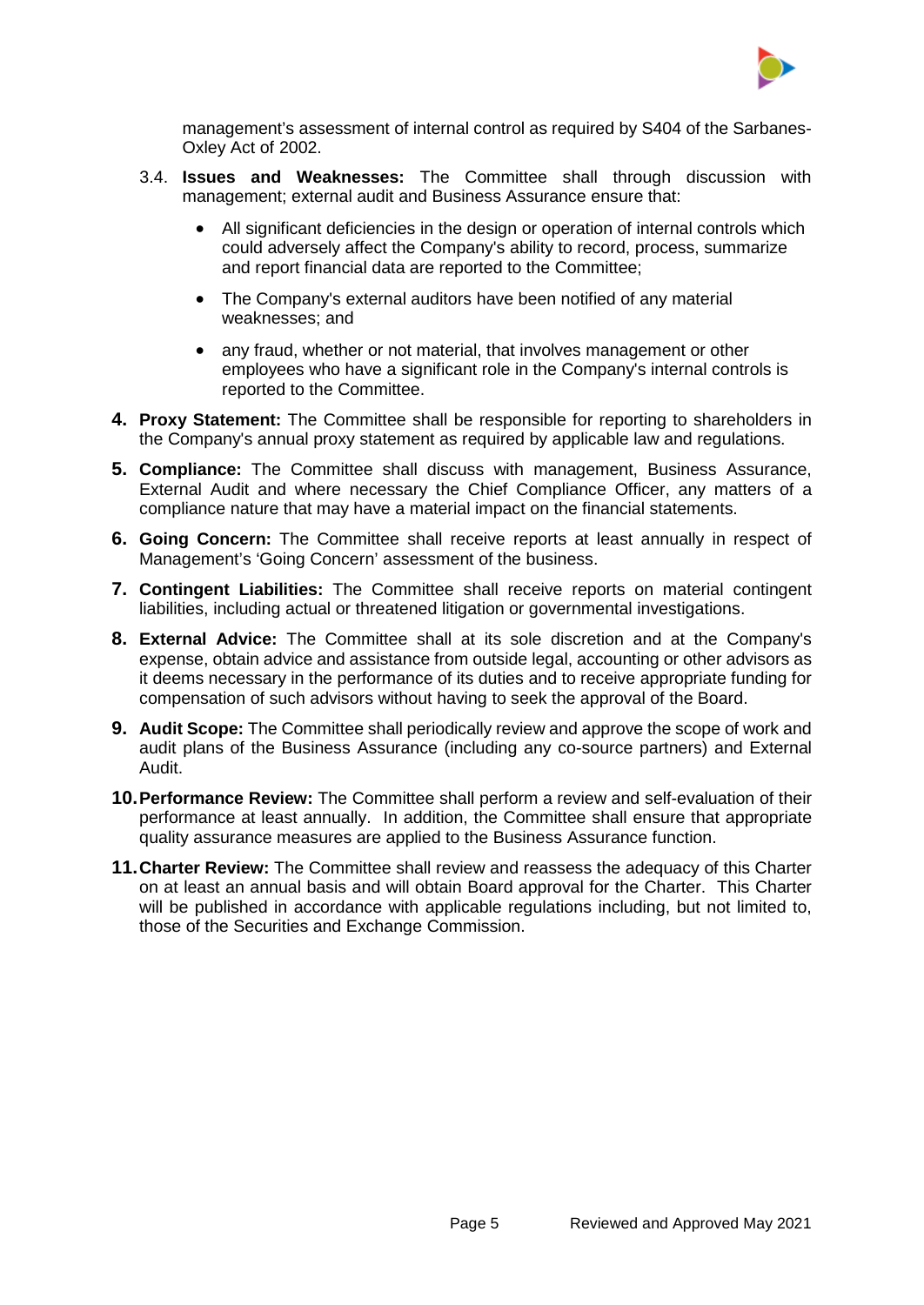management's assessment of internal control as required by S404 of the Sarbanes-Oxley Act of 2002.

3.4. **Issues and Weaknesses:** The Committee shall through discussion with management; external audit and Business Assurance ensure that:

- All significant deficiencies in the design or operation of internal controls which could adversely affect the Company's ability to record, process, summarize and report financial data are reported to the Committee;
- The Company's external auditors have been notified of any material weaknesses; and
- any fraud, whether or not material, that involves management or other employees who have a significant role in the Company's internal controls is reported to the Committee.

4. **Proxy Statement:** The Committee shall be responsible for reporting to shareholders in the Company's annual proxy statement as required by applicable law and regulations.

5. **Compliance:** The Committee shall discuss with management, Business Assurance, External Audit and where necessary the Chief Compliance Officer, any matters of a compliance nature that may have a material impact on the financial statements.

6. **Going Concern:** The Committee shall receive reports at least annually in respect of Management's 'Going Concern' assessment of the business.

7. **Contingent Liabilities:** The Committee shall receive reports on material contingent liabilities, including actual or threatened litigation or governmental investigations.

8. **External Advice:** The Committee shall at its sole discretion and at the Company's expense, obtain advice and assistance from outside legal, accounting or other advisors as it deems necessary in the performance of its duties and to receive appropriate funding for compensation of such advisors without having to seek the approval of the Board.

9. **Audit Scope:** The Committee shall periodically review and approve the scope of work and audit plans of the Business Assurance (including any co-source partners) and External Audit.

10. **Performance Review:** The Committee shall perform a review and self-evaluation of their performance at least annually. In addition, the Committee shall ensure that appropriate quality assurance measures are applied to the Business Assurance function.

11. **Charter Review:** The Committee shall review and reassess the adequacy of this Charter on at least an annual basis and will obtain Board approval for the Charter. This Charter will be published in accordance with applicable regulations including, but not limited to, those of the Securities and Exchange Commission.